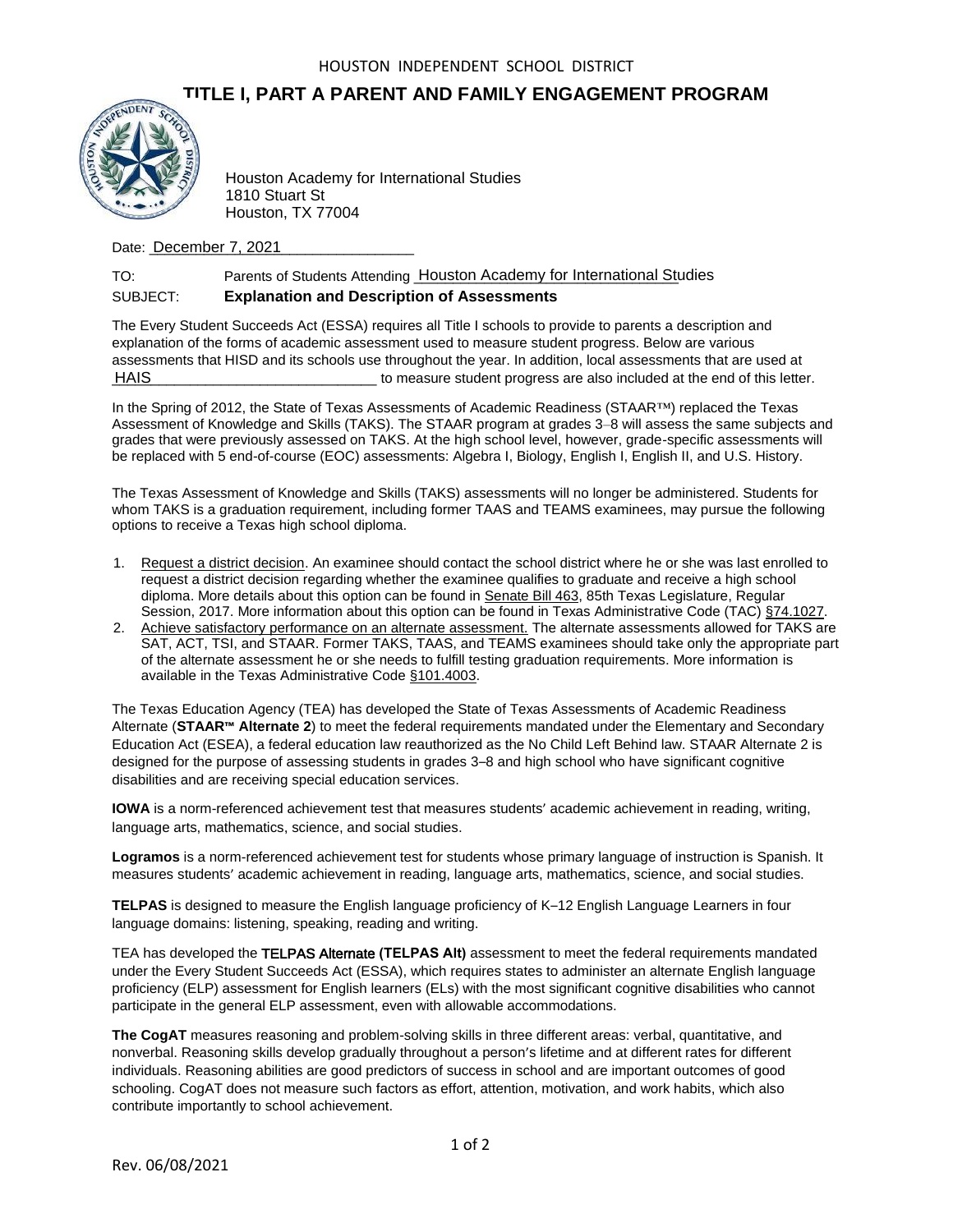HOUSTON INDEPENDENT SCHOOL DISTRICT

# TITLE I, PART A PARENT AND FAMILY ENGAGEMENT PROGRAM

Houston Academy for International Studies
1810 Stuart St
Houston, TX 77004

Date: December 7, 2021

TO: Parents of Students Attending Houston Academy for International Studies

SUBJECT: **Explanation and Description of Assessments**

The Every Student Succeeds Act (ESSA) requires all Title I schools to provide to parents a description and explanation of the forms of academic assessment used to measure student progress. Below are various assessments that HISD and its schools use throughout the year. In addition, local assessments that are used at HAIS to measure student progress are also included at the end of this letter.

In the Spring of 2012, the State of Texas Assessments of Academic Readiness (STAAR™) replaced the Texas Assessment of Knowledge and Skills (TAKS). The STAAR program at grades 3–8 will assess the same subjects and grades that were previously assessed on TAKS. At the high school level, however, grade-specific assessments will be replaced with 5 end-of-course (EOC) assessments: Algebra I, Biology, English I, English II, and U.S. History.

The Texas Assessment of Knowledge and Skills (TAKS) assessments will no longer be administered. Students for whom TAKS is a graduation requirement, including former TAAS and TEAMS examinees, may pursue the following options to receive a Texas high school diploma.

1. Request a district decision. An examinee should contact the school district where he or she was last enrolled to request a district decision regarding whether the examinee qualifies to graduate and receive a high school diploma. More details about this option can be found in Senate Bill 463, 85th Texas Legislature, Regular Session, 2017. More information about this option can be found in Texas Administrative Code (TAC) §74.1027.
2. Achieve satisfactory performance on an alternate assessment. The alternate assessments allowed for TAKS are SAT, ACT, TSI, and STAAR. Former TAKS, TAAS, and TEAMS examinees should take only the appropriate part of the alternate assessment he or she needs to fulfill testing graduation requirements. More information is available in the Texas Administrative Code §101.4003.

The Texas Education Agency (TEA) has developed the State of Texas Assessments of Academic Readiness Alternate (**STAAR™ Alternate 2**) to meet the federal requirements mandated under the Elementary and Secondary Education Act (ESEA), a federal education law reauthorized as the No Child Left Behind law. STAAR Alternate 2 is designed for the purpose of assessing students in grades 3–8 and high school who have significant cognitive disabilities and are receiving special education services.

**IOWA** is a norm-referenced achievement test that measures students' academic achievement in reading, writing, language arts, mathematics, science, and social studies.

**Logramos** is a norm-referenced achievement test for students whose primary language of instruction is Spanish. It measures students' academic achievement in reading, language arts, mathematics, science, and social studies.

**TELPAS** is designed to measure the English language proficiency of K–12 English Language Learners in four language domains: listening, speaking, reading and writing.

TEA has developed the **TELPAS Alternate (TELPAS Alt)** assessment to meet the federal requirements mandated under the Every Student Succeeds Act (ESSA), which requires states to administer an alternate English language proficiency (ELP) assessment for English learners (ELs) with the most significant cognitive disabilities who cannot participate in the general ELP assessment, even with allowable accommodations.

**The CogAT** measures reasoning and problem-solving skills in three different areas: verbal, quantitative, and nonverbal. Reasoning skills develop gradually throughout a person's lifetime and at different rates for different individuals. Reasoning abilities are good predictors of success in school and are important outcomes of good schooling. CogAT does not measure such factors as effort, attention, motivation, and work habits, which also contribute importantly to school achievement.

Rev. 06/08/2021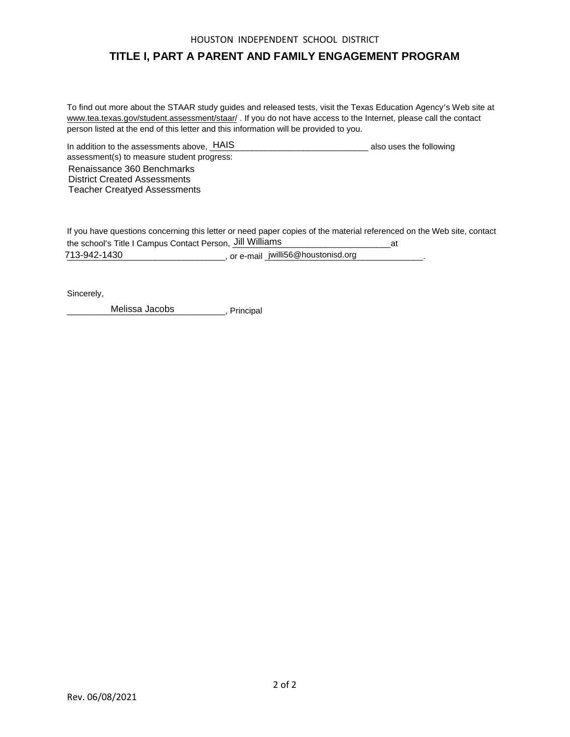HOUSTON INDEPENDENT SCHOOL DISTRICT

# TITLE I, PART A PARENT AND FAMILY ENGAGEMENT PROGRAM

To find out more about the STAAR study guides and released tests, visit the Texas Education Agency's Web site at www.tea.texas.gov/student.assessment/staar/ . If you do not have access to the Internet, please call the contact person listed at the end of this letter and this information will be provided to you.

In addition to the assessments above, HAIS also uses the following assessment(s) to measure student progress:

Renaissance 360 Benchmarks
District Created Assessments
Teacher Creatyed Assessments

If you have questions concerning this letter or need paper copies of the material referenced on the Web site, contact the school's Title I Campus Contact Person, Jill Williams at 713-942-1430, or e-mail jwilli56@houstonisd.org.

Sincerely,

Melissa Jacobs, Principal

Rev. 06/08/2021